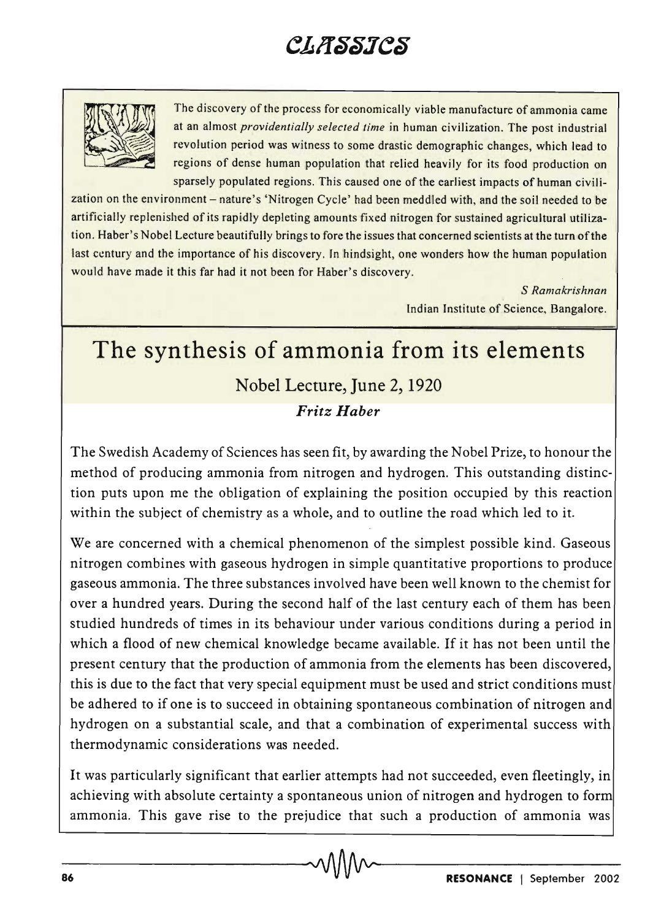# CLASSICS

The discovery of the process for economically viable manufacture of ammonia came at an almost *providentially selected time* in human civilization. The post industrial revolution period was witness to some drastic demographic changes, which lead to regions of dense human population that relied heavily for its food production on sparsely populated regions. This caused one of the earliest impacts of human civilization on the environment – nature's 'Nitrogen Cycle' had been meddled with, and the soil needed to be artificially replenished of its rapidly depleting amounts fixed nitrogen for sustained agricultural utilization. Haber's Nobel Lecture beautifully brings to fore the issues that concerned scientists at the turn of the last century and the importance of his discovery. In hindsight, one wonders how the human population would have made it this far had it not been for Haber's discovery.

*S Ramakrishnan*
Indian Institute of Science, Bangalore.

## The synthesis of ammonia from its elements

### Nobel Lecture, June 2, 1920

***Fritz Haber***

The Swedish Academy of Sciences has seen fit, by awarding the Nobel Prize, to honour the method of producing ammonia from nitrogen and hydrogen. This outstanding distinction puts upon me the obligation of explaining the position occupied by this reaction within the subject of chemistry as a whole, and to outline the road which led to it.

We are concerned with a chemical phenomenon of the simplest possible kind. Gaseous nitrogen combines with gaseous hydrogen in simple quantitative proportions to produce gaseous ammonia. The three substances involved have been well known to the chemist for over a hundred years. During the second half of the last century each of them has been studied hundreds of times in its behaviour under various conditions during a period in which a flood of new chemical knowledge became available. If it has not been until the present century that the production of ammonia from the elements has been discovered, this is due to the fact that very special equipment must be used and strict conditions must be adhered to if one is to succeed in obtaining spontaneous combination of nitrogen and hydrogen on a substantial scale, and that a combination of experimental success with thermodynamic considerations was needed.

It was particularly significant that earlier attempts had not succeeded, even fleetingly, in achieving with absolute certainty a spontaneous union of nitrogen and hydrogen to form ammonia. This gave rise to the prejudice that such a production of ammonia was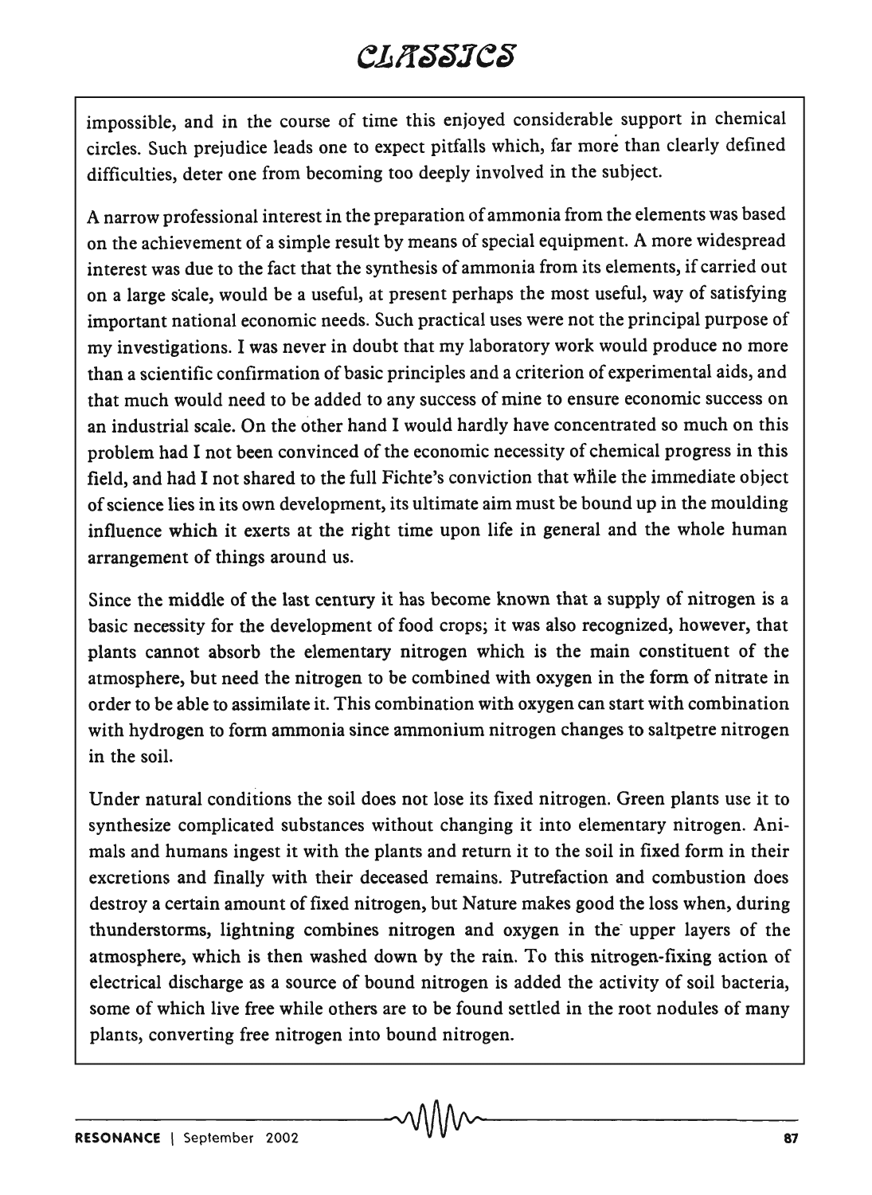impossible, and in the course of time this enjoyed considerable support in chemical circles. Such prejudice leads one to expect pitfalls which, far more than clearly defined difficulties, deter one from becoming too deeply involved in the subject.

A narrow professional interest in the preparation of ammonia from the elements was based on the achievement of a simple result by means of special equipment. A more widespread interest was due to the fact that the synthesis of ammonia from its elements, if carried out on a large scale, would be a useful, at present perhaps the most useful, way of satisfying important national economic needs. Such practical uses were not the principal purpose of my investigations. I was never in doubt that my laboratory work would produce no more than a scientific confirmation of basic principles and a criterion of experimental aids, and that much would need to be added to any success of mine to ensure economic success on an industrial scale. On the other hand I would hardly have concentrated so much on this problem had I not been convinced of the economic necessity of chemical progress in this field, and had I not shared to the full Fichte's conviction that while the immediate object of science lies in its own development, its ultimate aim must be bound up in the moulding influence which it exerts at the right time upon life in general and the whole human arrangement of things around us.

Since the middle of the last century it has become known that a supply of nitrogen is a basic necessity for the development of food crops; it was also recognized, however, that plants cannot absorb the elementary nitrogen which is the main constituent of the atmosphere, but need the nitrogen to be combined with oxygen in the form of nitrate in order to be able to assimilate it. This combination with oxygen can start with combination with hydrogen to form ammonia since ammonium nitrogen changes to saltpetre nitrogen in the soil.

Under natural conditions the soil does not lose its fixed nitrogen. Green plants use it to synthesize complicated substances without changing it into elementary nitrogen. Animals and humans ingest it with the plants and return it to the soil in fixed form in their excretions and finally with their deceased remains. Putrefaction and combustion does destroy a certain amount of fixed nitrogen, but Nature makes good the loss when, during thunderstorms, lightning combines nitrogen and oxygen in the upper layers of the atmosphere, which is then washed down by the rain. To this nitrogen-fixing action of electrical discharge as a source of bound nitrogen is added the activity of soil bacteria, some of which live free while others are to be found settled in the root nodules of many plants, converting free nitrogen into bound nitrogen.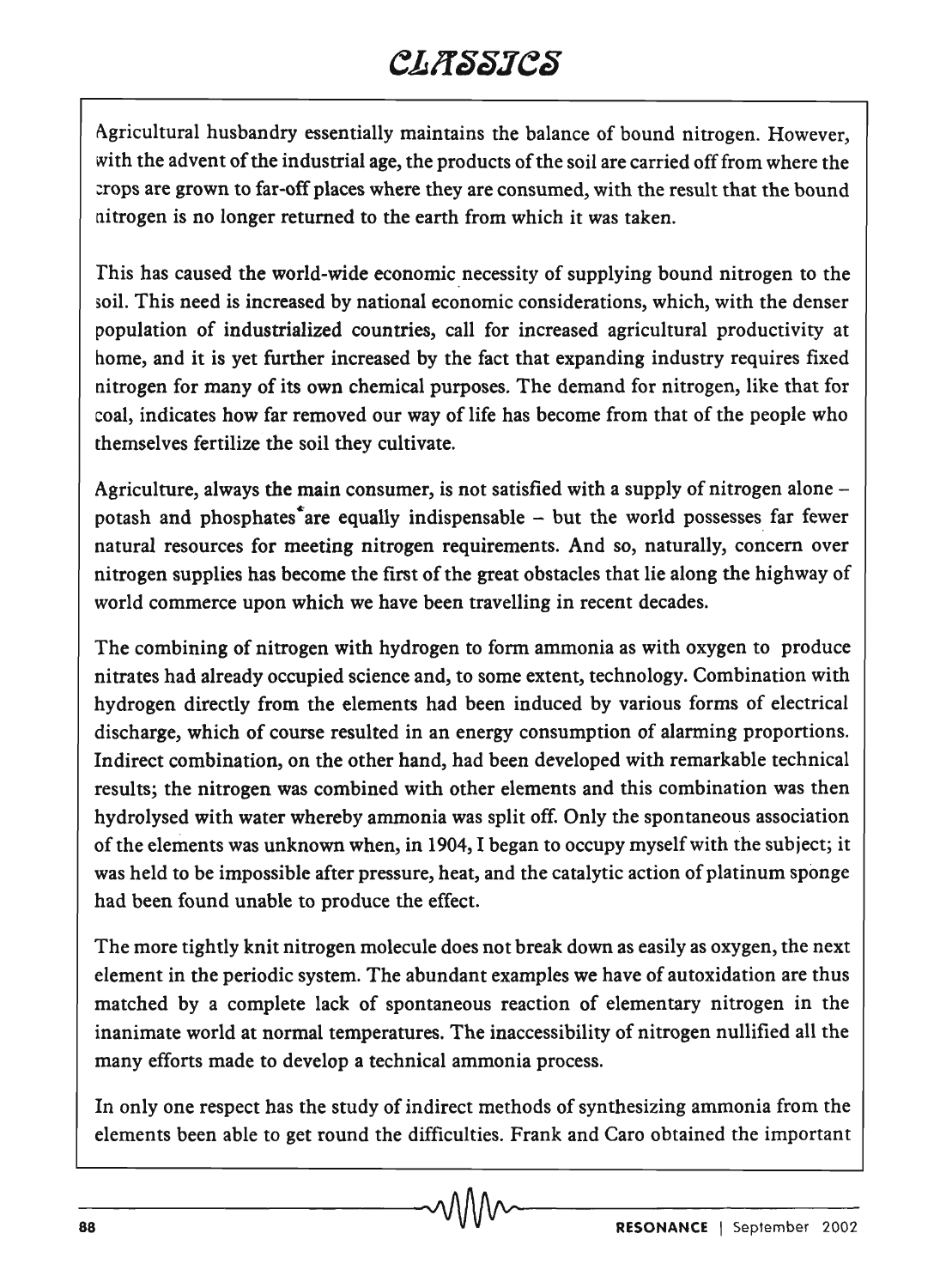Agricultural husbandry essentially maintains the balance of bound nitrogen. However, with the advent of the industrial age, the products of the soil are carried off from where the crops are grown to far-off places where they are consumed, with the result that the bound nitrogen is no longer returned to the earth from which it was taken.

This has caused the world-wide economic necessity of supplying bound nitrogen to the soil. This need is increased by national economic considerations, which, with the denser population of industrialized countries, call for increased agricultural productivity at home, and it is yet further increased by the fact that expanding industry requires fixed nitrogen for many of its own chemical purposes. The demand for nitrogen, like that for coal, indicates how far removed our way of life has become from that of the people who themselves fertilize the soil they cultivate.

Agriculture, always the main consumer, is not satisfied with a supply of nitrogen alone – potash and phosphates* are equally indispensable – but the world possesses far fewer natural resources for meeting nitrogen requirements. And so, naturally, concern over nitrogen supplies has become the first of the great obstacles that lie along the highway of world commerce upon which we have been travelling in recent decades.

The combining of nitrogen with hydrogen to form ammonia as with oxygen to produce nitrates had already occupied science and, to some extent, technology. Combination with hydrogen directly from the elements had been induced by various forms of electrical discharge, which of course resulted in an energy consumption of alarming proportions. Indirect combination, on the other hand, had been developed with remarkable technical results; the nitrogen was combined with other elements and this combination was then hydrolysed with water whereby ammonia was split off. Only the spontaneous association of the elements was unknown when, in 1904, I began to occupy myself with the subject; it was held to be impossible after pressure, heat, and the catalytic action of platinum sponge had been found unable to produce the effect.

The more tightly knit nitrogen molecule does not break down as easily as oxygen, the next element in the periodic system. The abundant examples we have of autoxidation are thus matched by a complete lack of spontaneous reaction of elementary nitrogen in the inanimate world at normal temperatures. The inaccessibility of nitrogen nullified all the many efforts made to develop a technical ammonia process.

In only one respect has the study of indirect methods of synthesizing ammonia from the elements been able to get round the difficulties. Frank and Caro obtained the important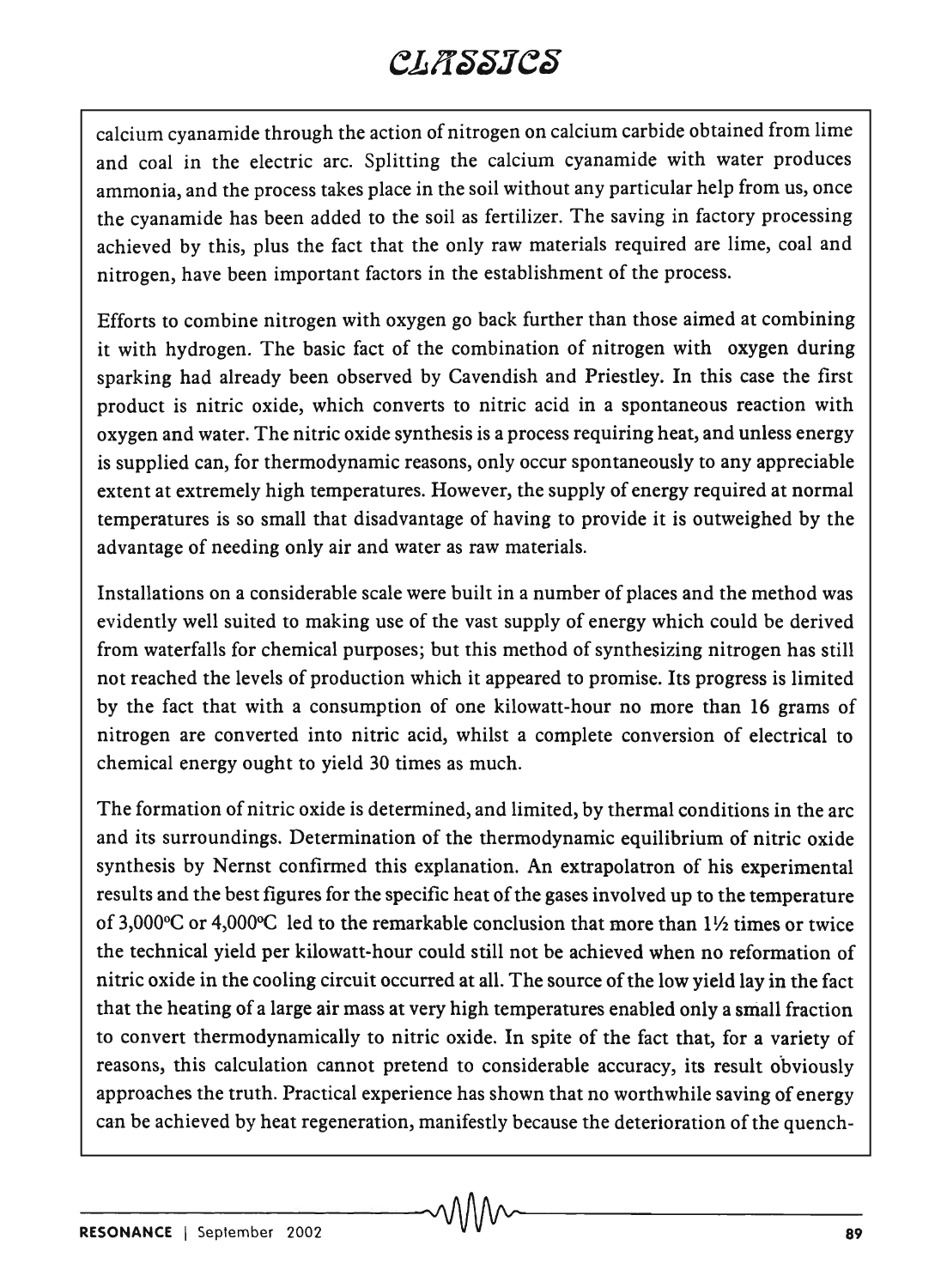calcium cyanamide through the action of nitrogen on calcium carbide obtained from lime and coal in the electric arc. Splitting the calcium cyanamide with water produces ammonia, and the process takes place in the soil without any particular help from us, once the cyanamide has been added to the soil as fertilizer. The saving in factory processing achieved by this, plus the fact that the only raw materials required are lime, coal and nitrogen, have been important factors in the establishment of the process.

Efforts to combine nitrogen with oxygen go back further than those aimed at combining it with hydrogen. The basic fact of the combination of nitrogen with oxygen during sparking had already been observed by Cavendish and Priestley. In this case the first product is nitric oxide, which converts to nitric acid in a spontaneous reaction with oxygen and water. The nitric oxide synthesis is a process requiring heat, and unless energy is supplied can, for thermodynamic reasons, only occur spontaneously to any appreciable extent at extremely high temperatures. However, the supply of energy required at normal temperatures is so small that disadvantage of having to provide it is outweighed by the advantage of needing only air and water as raw materials.

Installations on a considerable scale were built in a number of places and the method was evidently well suited to making use of the vast supply of energy which could be derived from waterfalls for chemical purposes; but this method of synthesizing nitrogen has still not reached the levels of production which it appeared to promise. Its progress is limited by the fact that with a consumption of one kilowatt-hour no more than 16 grams of nitrogen are converted into nitric acid, whilst a complete conversion of electrical to chemical energy ought to yield 30 times as much.

The formation of nitric oxide is determined, and limited, by thermal conditions in the arc and its surroundings. Determination of the thermodynamic equilibrium of nitric oxide synthesis by Nernst confirmed this explanation. An extrapolatron of his experimental results and the best figures for the specific heat of the gases involved up to the temperature of 3,000°C or 4,000°C led to the remarkable conclusion that more than 1½ times or twice the technical yield per kilowatt-hour could still not be achieved when no reformation of nitric oxide in the cooling circuit occurred at all. The source of the low yield lay in the fact that the heating of a large air mass at very high temperatures enabled only a small fraction to convert thermodynamically to nitric oxide. In spite of the fact that, for a variety of reasons, this calculation cannot pretend to considerable accuracy, its result obviously approaches the truth. Practical experience has shown that no worthwhile saving of energy can be achieved by heat regeneration, manifestly because the deterioration of the quench-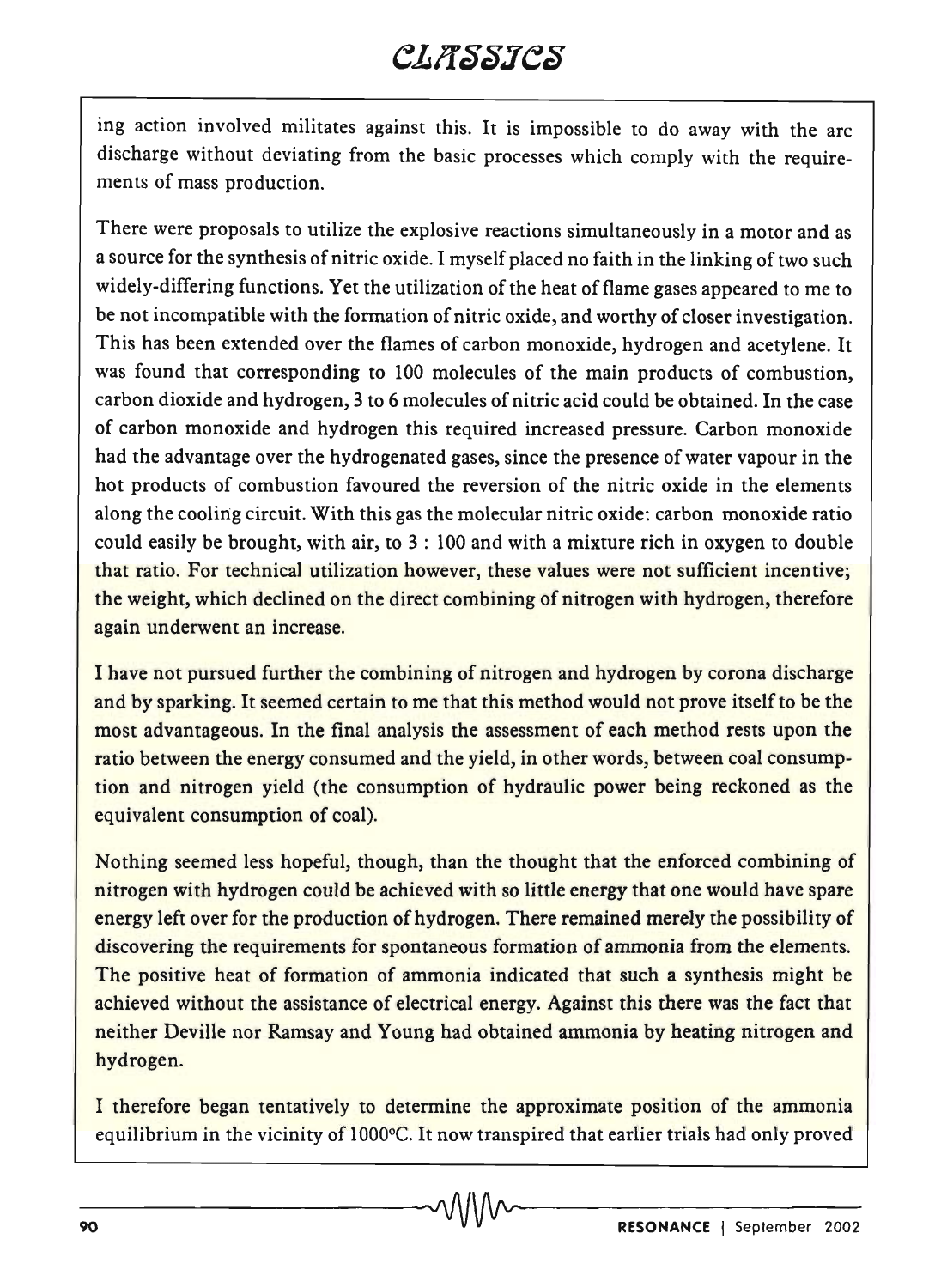ing action involved militates against this. It is impossible to do away with the arc discharge without deviating from the basic processes which comply with the requirements of mass production.

There were proposals to utilize the explosive reactions simultaneously in a motor and as a source for the synthesis of nitric oxide. I myself placed no faith in the linking of two such widely-differing functions. Yet the utilization of the heat of flame gases appeared to me to be not incompatible with the formation of nitric oxide, and worthy of closer investigation. This has been extended over the flames of carbon monoxide, hydrogen and acetylene. It was found that corresponding to 100 molecules of the main products of combustion, carbon dioxide and hydrogen, 3 to 6 molecules of nitric acid could be obtained. In the case of carbon monoxide and hydrogen this required increased pressure. Carbon monoxide had the advantage over the hydrogenated gases, since the presence of water vapour in the hot products of combustion favoured the reversion of the nitric oxide in the elements along the cooling circuit. With this gas the molecular nitric oxide: carbon monoxide ratio could easily be brought, with air, to 3 : 100 and with a mixture rich in oxygen to double that ratio. For technical utilization however, these values were not sufficient incentive; the weight, which declined on the direct combining of nitrogen with hydrogen, therefore again underwent an increase.

I have not pursued further the combining of nitrogen and hydrogen by corona discharge and by sparking. It seemed certain to me that this method would not prove itself to be the most advantageous. In the final analysis the assessment of each method rests upon the ratio between the energy consumed and the yield, in other words, between coal consumption and nitrogen yield (the consumption of hydraulic power being reckoned as the equivalent consumption of coal).

Nothing seemed less hopeful, though, than the thought that the enforced combining of nitrogen with hydrogen could be achieved with so little energy that one would have spare energy left over for the production of hydrogen. There remained merely the possibility of discovering the requirements for spontaneous formation of ammonia from the elements. The positive heat of formation of ammonia indicated that such a synthesis might be achieved without the assistance of electrical energy. Against this there was the fact that neither Deville nor Ramsay and Young had obtained ammonia by heating nitrogen and hydrogen.

I therefore began tentatively to determine the approximate position of the ammonia equilibrium in the vicinity of 1000°C. It now transpired that earlier trials had only proved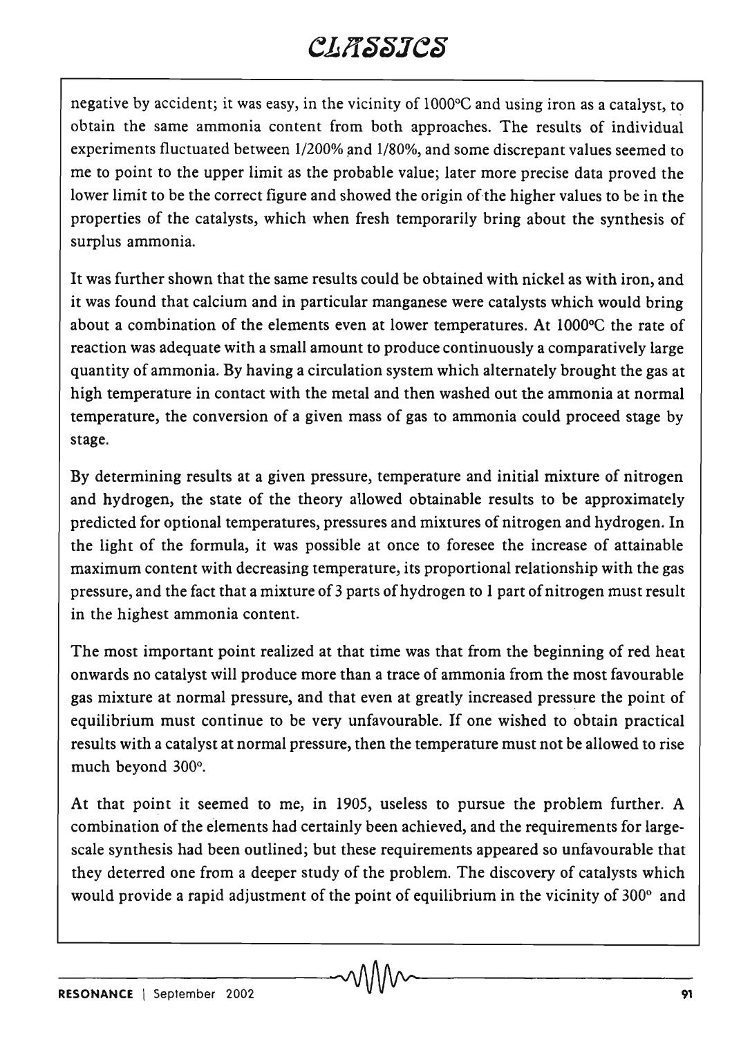negative by accident; it was easy, in the vicinity of 1000°C and using iron as a catalyst, to obtain the same ammonia content from both approaches. The results of individual experiments fluctuated between 1/200% and 1/80%, and some discrepant values seemed to me to point to the upper limit as the probable value; later more precise data proved the lower limit to be the correct figure and showed the origin of the higher values to be in the properties of the catalysts, which when fresh temporarily bring about the synthesis of surplus ammonia.

It was further shown that the same results could be obtained with nickel as with iron, and it was found that calcium and in particular manganese were catalysts which would bring about a combination of the elements even at lower temperatures. At 1000°C the rate of reaction was adequate with a small amount to produce continuously a comparatively large quantity of ammonia. By having a circulation system which alternately brought the gas at high temperature in contact with the metal and then washed out the ammonia at normal temperature, the conversion of a given mass of gas to ammonia could proceed stage by stage.

By determining results at a given pressure, temperature and initial mixture of nitrogen and hydrogen, the state of the theory allowed obtainable results to be approximately predicted for optional temperatures, pressures and mixtures of nitrogen and hydrogen. In the light of the formula, it was possible at once to foresee the increase of attainable maximum content with decreasing temperature, its proportional relationship with the gas pressure, and the fact that a mixture of 3 parts of hydrogen to 1 part of nitrogen must result in the highest ammonia content.

The most important point realized at that time was that from the beginning of red heat onwards no catalyst will produce more than a trace of ammonia from the most favourable gas mixture at normal pressure, and that even at greatly increased pressure the point of equilibrium must continue to be very unfavourable. If one wished to obtain practical results with a catalyst at normal pressure, then the temperature must not be allowed to rise much beyond 300°.

At that point it seemed to me, in 1905, useless to pursue the problem further. A combination of the elements had certainly been achieved, and the requirements for large-scale synthesis had been outlined; but these requirements appeared so unfavourable that they deterred one from a deeper study of the problem. The discovery of catalysts which would provide a rapid adjustment of the point of equilibrium in the vicinity of 300° and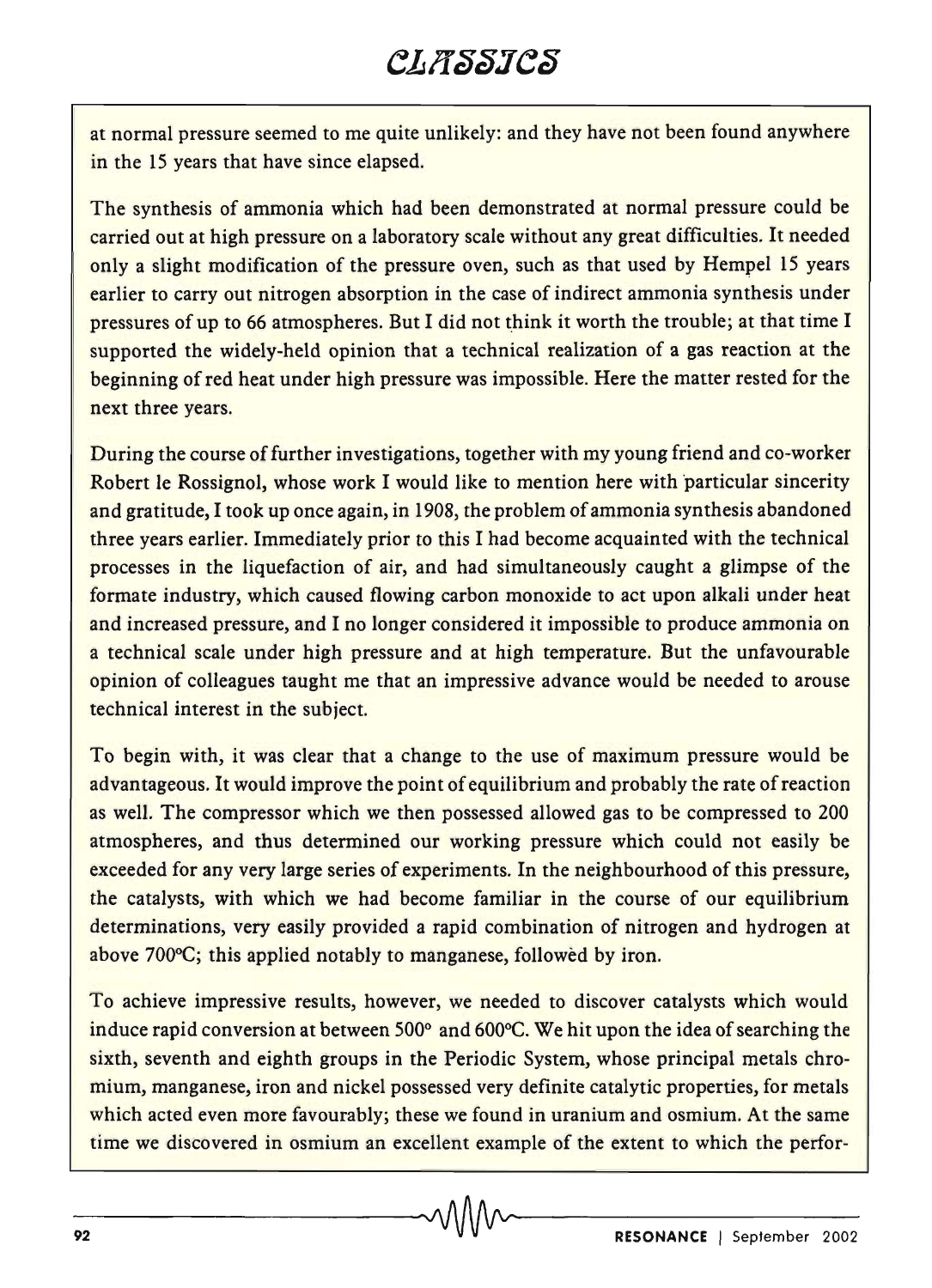at normal pressure seemed to me quite unlikely: and they have not been found anywhere in the 15 years that have since elapsed.

The synthesis of ammonia which had been demonstrated at normal pressure could be carried out at high pressure on a laboratory scale without any great difficulties. It needed only a slight modification of the pressure oven, such as that used by Hempel 15 years earlier to carry out nitrogen absorption in the case of indirect ammonia synthesis under pressures of up to 66 atmospheres. But I did not think it worth the trouble; at that time I supported the widely-held opinion that a technical realization of a gas reaction at the beginning of red heat under high pressure was impossible. Here the matter rested for the next three years.

During the course of further investigations, together with my young friend and co-worker Robert le Rossignol, whose work I would like to mention here with particular sincerity and gratitude, I took up once again, in 1908, the problem of ammonia synthesis abandoned three years earlier. Immediately prior to this I had become acquainted with the technical processes in the liquefaction of air, and had simultaneously caught a glimpse of the formate industry, which caused flowing carbon monoxide to act upon alkali under heat and increased pressure, and I no longer considered it impossible to produce ammonia on a technical scale under high pressure and at high temperature. But the unfavourable opinion of colleagues taught me that an impressive advance would be needed to arouse technical interest in the subject.

To begin with, it was clear that a change to the use of maximum pressure would be advantageous. It would improve the point of equilibrium and probably the rate of reaction as well. The compressor which we then possessed allowed gas to be compressed to 200 atmospheres, and thus determined our working pressure which could not easily be exceeded for any very large series of experiments. In the neighbourhood of this pressure, the catalysts, with which we had become familiar in the course of our equilibrium determinations, very easily provided a rapid combination of nitrogen and hydrogen at above 700°C; this applied notably to manganese, followed by iron.

To achieve impressive results, however, we needed to discover catalysts which would induce rapid conversion at between 500° and 600°C. We hit upon the idea of searching the sixth, seventh and eighth groups in the Periodic System, whose principal metals chromium, manganese, iron and nickel possessed very definite catalytic properties, for metals which acted even more favourably; these we found in uranium and osmium. At the same time we discovered in osmium an excellent example of the extent to which the perfor-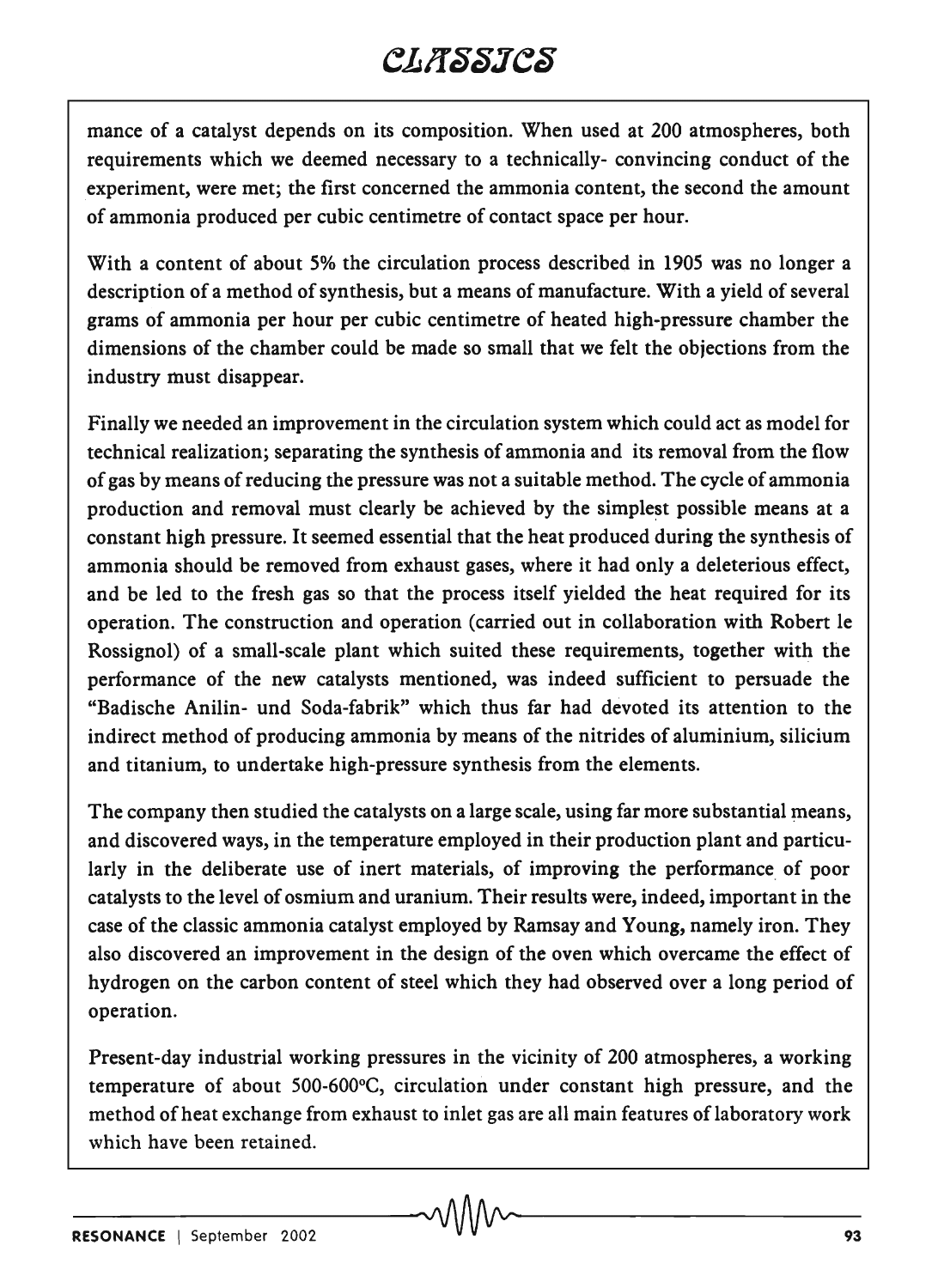mance of a catalyst depends on its composition. When used at 200 atmospheres, both requirements which we deemed necessary to a technically- convincing conduct of the experiment, were met; the first concerned the ammonia content, the second the amount of ammonia produced per cubic centimetre of contact space per hour.

With a content of about 5% the circulation process described in 1905 was no longer a description of a method of synthesis, but a means of manufacture. With a yield of several grams of ammonia per hour per cubic centimetre of heated high-pressure chamber the dimensions of the chamber could be made so small that we felt the objections from the industry must disappear.

Finally we needed an improvement in the circulation system which could act as model for technical realization; separating the synthesis of ammonia and its removal from the flow of gas by means of reducing the pressure was not a suitable method. The cycle of ammonia production and removal must clearly be achieved by the simplest possible means at a constant high pressure. It seemed essential that the heat produced during the synthesis of ammonia should be removed from exhaust gases, where it had only a deleterious effect, and be led to the fresh gas so that the process itself yielded the heat required for its operation. The construction and operation (carried out in collaboration with Robert le Rossignol) of a small-scale plant which suited these requirements, together with the performance of the new catalysts mentioned, was indeed sufficient to persuade the "Badische Anilin- und Soda-fabrik" which thus far had devoted its attention to the indirect method of producing ammonia by means of the nitrides of aluminium, silicium and titanium, to undertake high-pressure synthesis from the elements.

The company then studied the catalysts on a large scale, using far more substantial means, and discovered ways, in the temperature employed in their production plant and particularly in the deliberate use of inert materials, of improving the performance of poor catalysts to the level of osmium and uranium. Their results were, indeed, important in the case of the classic ammonia catalyst employed by Ramsay and Young, namely iron. They also discovered an improvement in the design of the oven which overcame the effect of hydrogen on the carbon content of steel which they had observed over a long period of operation.

Present-day industrial working pressures in the vicinity of 200 atmospheres, a working temperature of about 500-600°C, circulation under constant high pressure, and the method of heat exchange from exhaust to inlet gas are all main features of laboratory work which have been retained.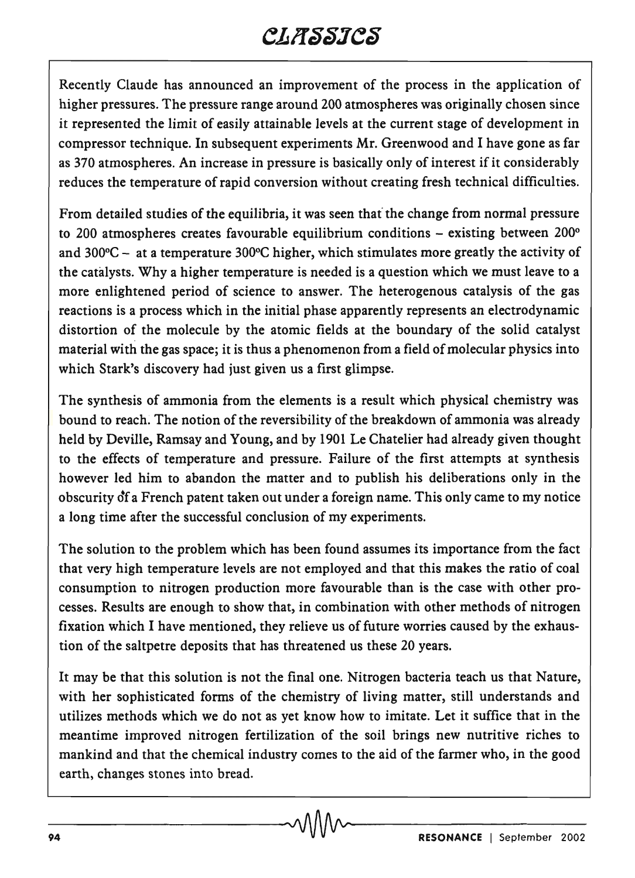Recently Claude has announced an improvement of the process in the application of higher pressures. The pressure range around 200 atmospheres was originally chosen since it represented the limit of easily attainable levels at the current stage of development in compressor technique. In subsequent experiments Mr. Greenwood and I have gone as far as 370 atmospheres. An increase in pressure is basically only of interest if it considerably reduces the temperature of rapid conversion without creating fresh technical difficulties.

From detailed studies of the equilibria, it was seen that the change from normal pressure to 200 atmospheres creates favourable equilibrium conditions – existing between 200° and 300°C – at a temperature 300°C higher, which stimulates more greatly the activity of the catalysts. Why a higher temperature is needed is a question which we must leave to a more enlightened period of science to answer. The heterogenous catalysis of the gas reactions is a process which in the initial phase apparently represents an electrodynamic distortion of the molecule by the atomic fields at the boundary of the solid catalyst material with the gas space; it is thus a phenomenon from a field of molecular physics into which Stark's discovery had just given us a first glimpse.

The synthesis of ammonia from the elements is a result which physical chemistry was bound to reach. The notion of the reversibility of the breakdown of ammonia was already held by Deville, Ramsay and Young, and by 1901 Le Chatelier had already given thought to the effects of temperature and pressure. Failure of the first attempts at synthesis however led him to abandon the matter and to publish his deliberations only in the obscurity of a French patent taken out under a foreign name. This only came to my notice a long time after the successful conclusion of my experiments.

The solution to the problem which has been found assumes its importance from the fact that very high temperature levels are not employed and that this makes the ratio of coal consumption to nitrogen production more favourable than is the case with other processes. Results are enough to show that, in combination with other methods of nitrogen fixation which I have mentioned, they relieve us of future worries caused by the exhaustion of the saltpetre deposits that has threatened us these 20 years.

It may be that this solution is not the final one. Nitrogen bacteria teach us that Nature, with her sophisticated forms of the chemistry of living matter, still understands and utilizes methods which we do not as yet know how to imitate. Let it suffice that in the meantime improved nitrogen fertilization of the soil brings new nutritive riches to mankind and that the chemical industry comes to the aid of the farmer who, in the good earth, changes stones into bread.